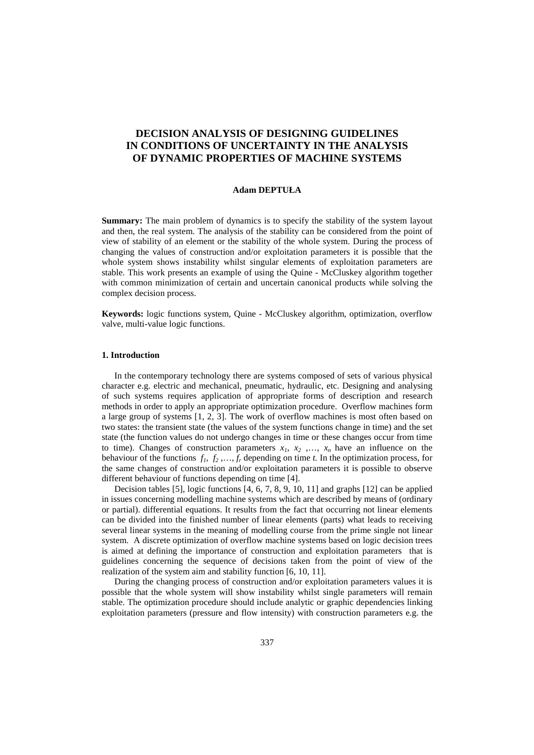# DECISION ANALYSIS OF DESIGNING GUIDELINES IN CONDITIONS OF UNCERTAINTY IN THE ANALYSIS OF DYNAMIC PROPERTIES OF MACHINE SYSTEMS

**Adam DEPTUŁA**

**Summary:** The main problem of dynamics is to specify the stability of the system layout and then, the real system. The analysis of the stability can be considered from the point of view of stability of an element or the stability of the whole system. During the process of changing the values of construction and/or exploitation parameters it is possible that the whole system shows instability whilst singular elements of exploitation parameters are stable. This work presents an example of using the Quine - McCluskey algorithm together with common minimization of certain and uncertain canonical products while solving the complex decision process.

**Keywords:** logic functions system, Quine - McCluskey algorithm, optimization, overflow valve, multi-value logic functions.

## 1. Introduction

In the contemporary technology there are systems composed of sets of various physical character e.g. electric and mechanical, pneumatic, hydraulic, etc. Designing and analysing of such systems requires application of appropriate forms of description and research methods in order to apply an appropriate optimization procedure. Overflow machines form a large group of systems [1, 2, 3]. The work of overflow machines is most often based on two states: the transient state (the values of the system functions change in time) and the set state (the function values do not undergo changes in time or these changes occur from time to time). Changes of construction parameters $x_1$, $x_2$ ,..., $x_n$ have an influence on the behaviour of the functions $f_1$, $f_2$ ,..., $f_r$ depending on time $t$. In the optimization process, for the same changes of construction and/or exploitation parameters it is possible to observe different behaviour of functions depending on time [4].

Decision tables [5], logic functions [4, 6, 7, 8, 9, 10, 11] and graphs [12] can be applied in issues concerning modelling machine systems which are described by means of (ordinary or partial). differential equations. It results from the fact that occurring not linear elements can be divided into the finished number of linear elements (parts) what leads to receiving several linear systems in the meaning of modelling course from the prime single not linear system. A discrete optimization of overflow machine systems based on logic decision trees is aimed at defining the importance of construction and exploitation parameters that is guidelines concerning the sequence of decisions taken from the point of view of the realization of the system aim and stability function [6, 10, 11].

During the changing process of construction and/or exploitation parameters values it is possible that the whole system will show instability whilst single parameters will remain stable. The optimization procedure should include analytic or graphic dependencies linking exploitation parameters (pressure and flow intensity) with construction parameters e.g. the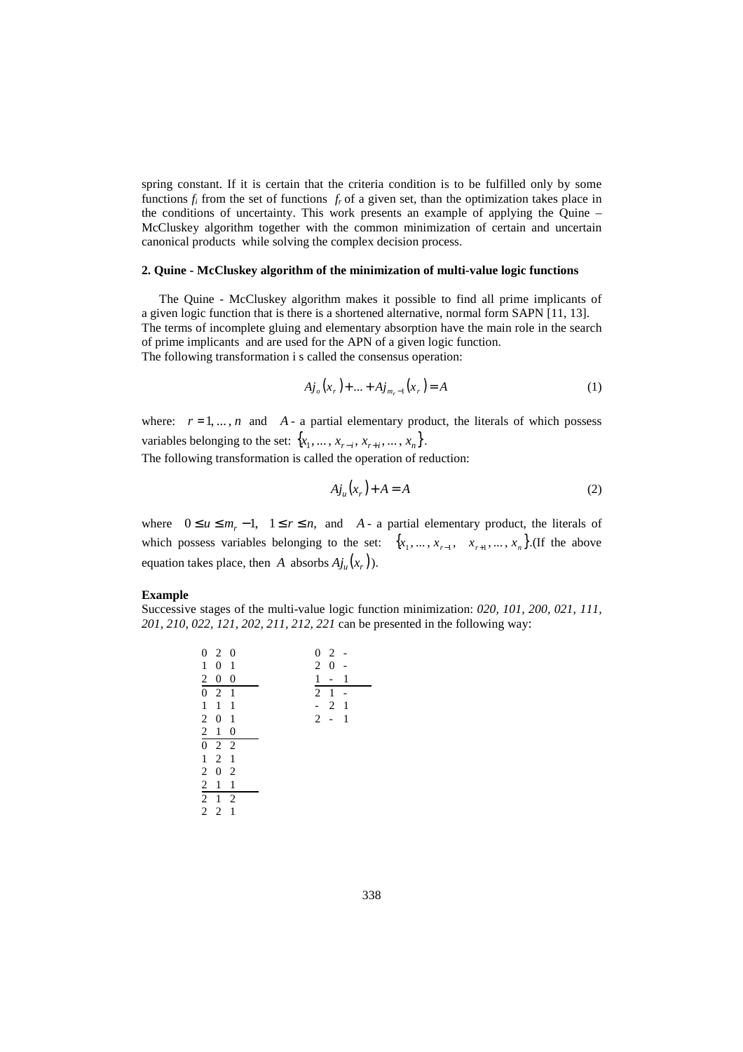spring constant. If it is certain that the criteria condition is to be fulfilled only by some functions $f_i$ from the set of functions $f_r$ of a given set, than the optimization takes place in the conditions of uncertainty. This work presents an example of applying the Quine – McCluskey algorithm together with the common minimization of certain and uncertain canonical products while solving the complex decision process.

## 2. Quine - McCluskey algorithm of the minimization of multi-value logic functions

The Quine - McCluskey algorithm makes it possible to find all prime implicants of a given logic function that is there is a shortened alternative, normal form SAPN [11, 13]. The terms of incomplete gluing and elementary absorption have the main role in the search of prime implicants and are used for the APN of a given logic function.
The following transformation i s called the consensus operation:

$$Aj_o(x_r) + \ldots + Aj_{m_r-1}(x_r) = A \tag{1}$$

where: $r = 1, \ldots, n$ and $A$ - a partial elementary product, the literals of which possess variables belonging to the set: $\{x_1, \ldots, x_{r-i}, x_{r+i}, \ldots, x_n\}$.
The following transformation is called the operation of reduction:

$$Aj_u(x_r) + A = A \tag{2}$$

where $0 \le u \le m_r - 1$, $1 \le r \le n$, and $A$ - a partial elementary product, the literals of which possess variables belonging to the set: $\{x_1, \ldots, x_{r-1}, \quad x_{r+1}, \ldots, x_n\}$.(If the above equation takes place, then $A$ absorbs $Aj_u(x_r)$).

**Example**
Successive stages of the multi-value logic function minimization: *020, 101, 200, 021, 111, 201, 210, 022, 121, 202, 211, 212, 221* can be presented in the following way:

```
0 2 0          0 2 -
1 0 1          2 0 -
2 0 0          1 - 1
-----          -----
0 2 1          2 1 -
1 1 1          - 2 1
2 0 1          2 - 1
2 1 0
-----
0 2 2
1 2 1
2 0 2
2 1 1
-----
2 1 2
2 2 1
```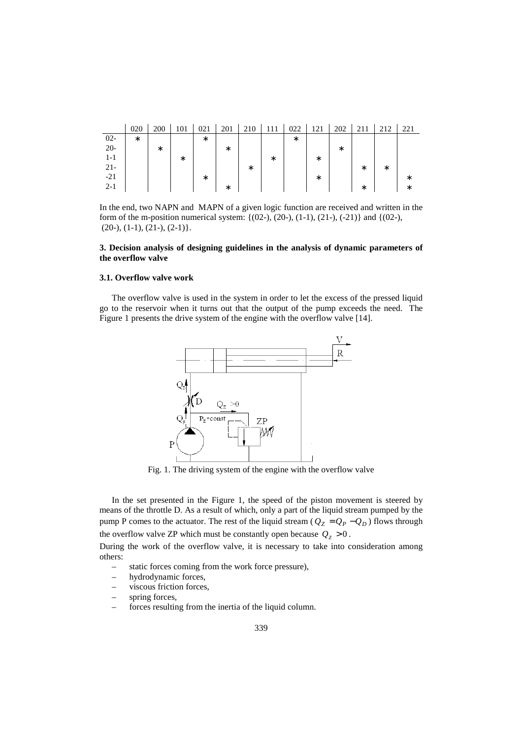| | 020 | 200 | 101 | 021 | 201 | 210 | 111 | 022 | 121 | 202 | 211 | 212 | 221 |
|---|---|---|---|---|---|---|---|---|---|---|---|---|---|
| 02- | * | | | * | | | | * | | | | | |
| 20- | | * | | | * | | | | | * | | | |
| 1-1 | | | * | | | | * | | * | | | | |
| 21- | | | | | | * | | | | | * | * | |
| -21 | | | | * | | | | | * | | | | * |
| 2-1 | | | | | * | | | | | | * | | * |

In the end, two NAPN and MAPN of a given logic function are received and written in the form of the m-position numerical system: {(02-), (20-), (1-1), (21-), (-21)} and {(02-), (20-), (1-1), (21-), (2-1)}.

### 3. Decision analysis of designing guidelines in the analysis of dynamic parameters of the overflow valve

#### 3.1. Overflow valve work

The overflow valve is used in the system in order to let the excess of the pressed liquid go to the reservoir when it turns out that the output of the pump exceeds the need. The Figure 1 presents the drive system of the engine with the overflow valve [14].

Fig. 1. The driving system of the engine with the overflow valve

In the set presented in the Figure 1, the speed of the piston movement is steered by means of the throttle D. As a result of which, only a part of the liquid stream pumped by the pump P comes to the actuator. The rest of the liquid stream ($Q_Z = Q_P - Q_D$) flows through the overflow valve ZP which must be constantly open because $Q_Z > 0$.

During the work of the overflow valve, it is necessary to take into consideration among others:

- static forces coming from the work force pressure),
- hydrodynamic forces,
- viscous friction forces,
- spring forces,
- forces resulting from the inertia of the liquid column.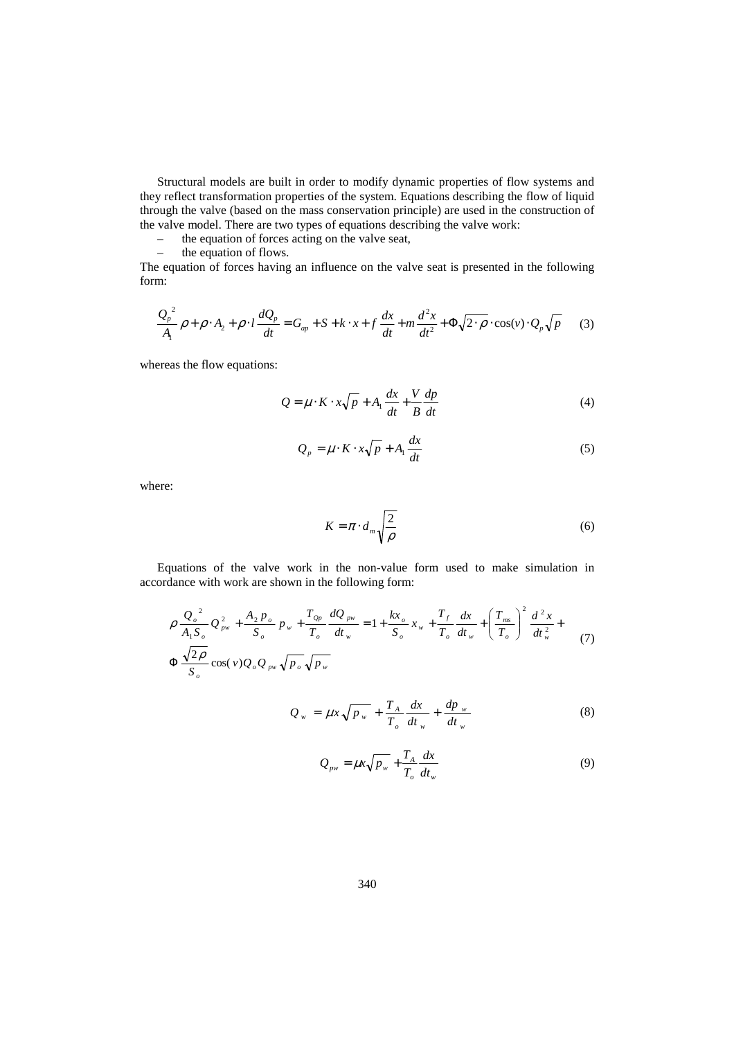Structural models are built in order to modify dynamic properties of flow systems and they reflect transformation properties of the system. Equations describing the flow of liquid through the valve (based on the mass conservation principle) are used in the construction of the valve model. There are two types of equations describing the valve work:

- the equation of forces acting on the valve seat,
- the equation of flows.

The equation of forces having an influence on the valve seat is presented in the following form:

$$\frac{Q_p^{\,2}}{A_1}\rho + \rho \cdot A_2 + \rho \cdot l \frac{dQ_p}{dt} = G_{ap} + S + k \cdot x + f\frac{dx}{dt} + m\frac{d^2x}{dt^2} + \Phi\sqrt{2\cdot\rho}\cdot\cos(v)\cdot Q_p\sqrt{p} \tag{3}$$

whereas the flow equations:

$$Q = \mu \cdot K \cdot x\sqrt{p} + A_1\frac{dx}{dt} + \frac{V}{B}\frac{dp}{dt} \tag{4}$$

$$Q_p = \mu \cdot K \cdot x\sqrt{p} + A_1\frac{dx}{dt} \tag{5}$$

where:

$$K = \pi \cdot d_m\sqrt{\frac{2}{\rho}} \tag{6}$$

Equations of the valve work in the non-value form used to make simulation in accordance with work are shown in the following form:

$$\rho\frac{Q_o^{\,2}}{A_1 S_o}Q_{pw}^{\,2} + \frac{A_2\,p_o}{S_o}\,p_w + \frac{T_{Qp}}{T_o}\frac{dQ_{pw}}{dt_w} = 1 + \frac{kx_o}{S_o}\,x_w + \frac{T_f}{T_o}\frac{dx}{dt_w} + \left(\frac{T_{ms}}{T_o}\right)^2\frac{d^2x}{dt_w^{\,2}} + \Phi\frac{\sqrt{2\rho}}{S_o}\cos(v)Q_oQ_{pw}\sqrt{p_o}\sqrt{p_w} \tag{7}$$

$$Q_w = \mu x\sqrt{p_w} + \frac{T_A}{T_o}\frac{dx}{dt_w} + \frac{dp_w}{dt_w} \tag{8}$$

$$Q_{pw} = \mu x\sqrt{p_w} + \frac{T_A}{T_o}\frac{dx}{dt_w} \tag{9}$$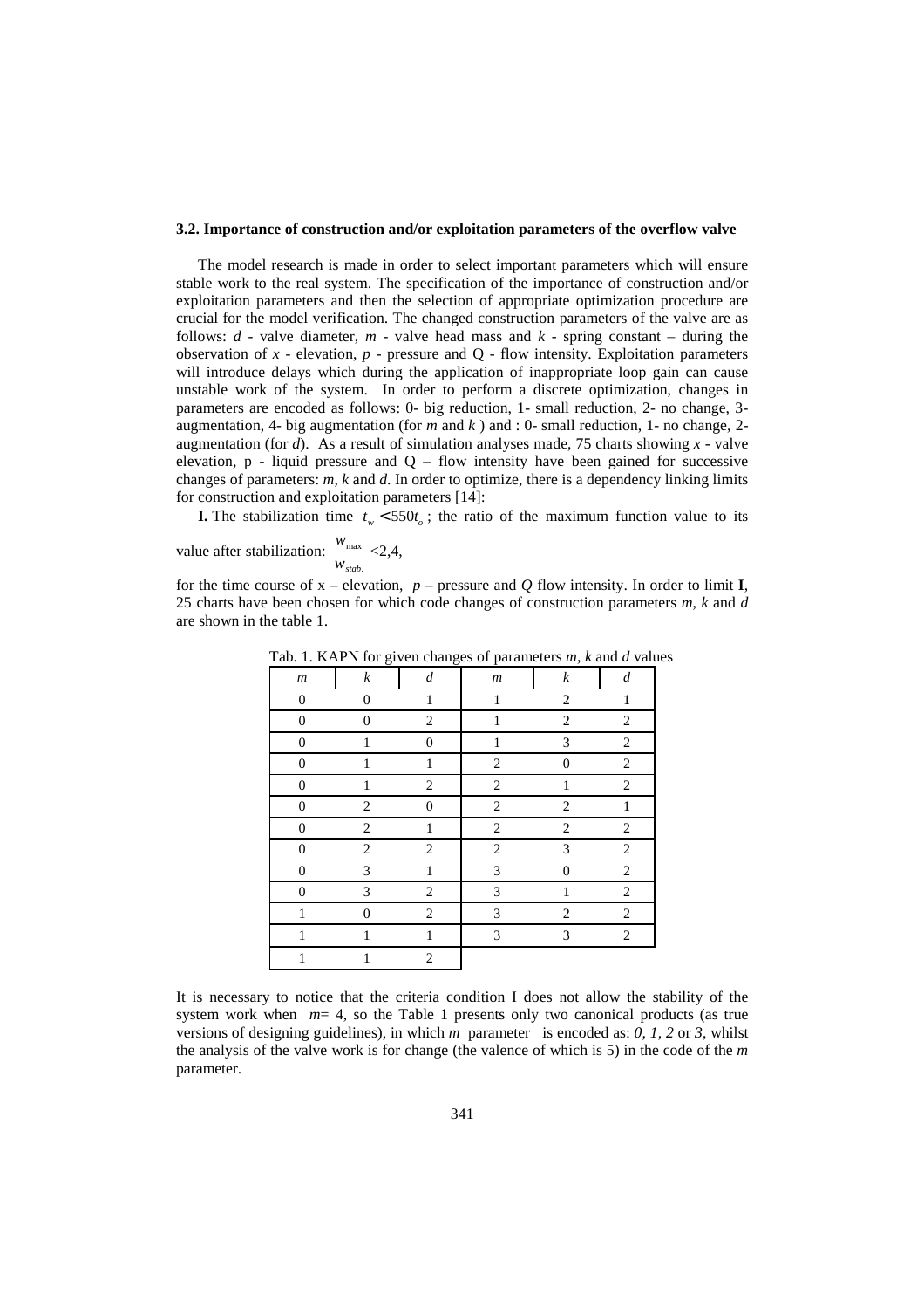### 3.2. Importance of construction and/or exploitation parameters of the overflow valve

The model research is made in order to select important parameters which will ensure stable work to the real system. The specification of the importance of construction and/or exploitation parameters and then the selection of appropriate optimization procedure are crucial for the model verification. The changed construction parameters of the valve are as follows: *d* - valve diameter, *m* - valve head mass and *k* - spring constant – during the observation of *x* - elevation, *p* - pressure and Q - flow intensity. Exploitation parameters will introduce delays which during the application of inappropriate loop gain can cause unstable work of the system. In order to perform a discrete optimization, changes in parameters are encoded as follows: 0- big reduction, 1- small reduction, 2- no change, 3- augmentation, 4- big augmentation (for *m* and *k* ) and : 0- small reduction, 1- no change, 2- augmentation (for *d*). As a result of simulation analyses made, 75 charts showing *x* - valve elevation, p - liquid pressure and Q – flow intensity have been gained for successive changes of parameters: *m, k* and *d*. In order to optimize, there is a dependency linking limits for construction and exploitation parameters [14]:

**I.** The stabilization time $t_w < 550 t_o$; the ratio of the maximum function value to its value after stabilization: $\frac{w_{\max}}{w_{stab.}} < 2{,}4$,

for the time course of x – elevation, *p* – pressure and *Q* flow intensity. In order to limit **I**, 25 charts have been chosen for which code changes of construction parameters *m, k* and *d* are shown in the table 1.

Tab. 1. KAPN for given changes of parameters *m*, *k* and *d* values

| *m* | *k* | *d* | *m* | *k* | *d* |
|---|---|---|---|---|---|
| 0 | 0 | 1 | 1 | 2 | 1 |
| 0 | 0 | 2 | 1 | 2 | 2 |
| 0 | 1 | 0 | 1 | 3 | 2 |
| 0 | 1 | 1 | 2 | 0 | 2 |
| 0 | 1 | 2 | 2 | 1 | 2 |
| 0 | 2 | 0 | 2 | 2 | 1 |
| 0 | 2 | 1 | 2 | 2 | 2 |
| 0 | 2 | 2 | 2 | 3 | 2 |
| 0 | 3 | 1 | 3 | 0 | 2 |
| 0 | 3 | 2 | 3 | 1 | 2 |
| 1 | 0 | 2 | 3 | 2 | 2 |
| 1 | 1 | 1 | 3 | 3 | 2 |
| 1 | 1 | 2 | | | |

It is necessary to notice that the criteria condition I does not allow the stability of the system work when *m*= 4, so the Table 1 presents only two canonical products (as true versions of designing guidelines), in which *m* parameter is encoded as: *0, 1, 2* or *3*, whilst the analysis of the valve work is for change (the valence of which is 5) in the code of the *m* parameter.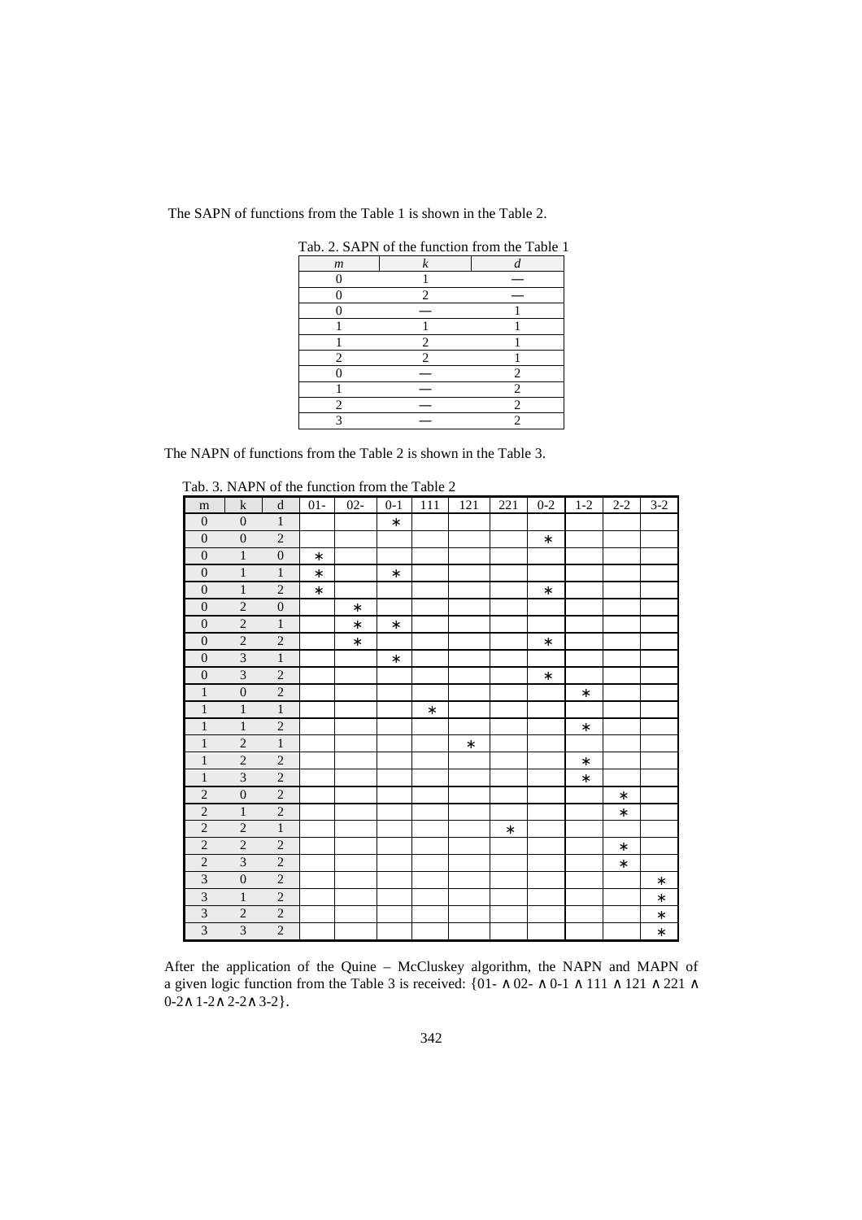The SAPN of functions from the Table 1 is shown in the Table 2.

Tab. 2. SAPN of the function from the Table 1

| *m* | *k* | *d* |
|---|---|---|
| 0 | 1 | — |
| 0 | 2 | — |
| 0 | — | 1 |
| 1 | 1 | 1 |
| 1 | 2 | 1 |
| 2 | 2 | 1 |
| 0 | — | 2 |
| 1 | — | 2 |
| 2 | — | 2 |
| 3 | — | 2 |

The NAPN of functions from the Table 2 is shown in the Table 3.

Tab. 3. NAPN of the function from the Table 2

| m | k | d | 01- | 02- | 0-1 | 111 | 121 | 221 | 0-2 | 1-2 | 2-2 | 3-2 |
|---|---|---|---|---|---|---|---|---|---|---|---|---|
| 0 | 0 | 1 | | | ∗ | | | | | | | |
| 0 | 0 | 2 | | | | | | | ∗ | | | |
| 0 | 1 | 0 | ∗ | | | | | | | | | |
| 0 | 1 | 1 | ∗ | | ∗ | | | | | | | |
| 0 | 1 | 2 | ∗ | | | | | | ∗ | | | |
| 0 | 2 | 0 | | ∗ | | | | | | | | |
| 0 | 2 | 1 | | ∗ | ∗ | | | | | | | |
| 0 | 2 | 2 | | ∗ | | | | | ∗ | | | |
| 0 | 3 | 1 | | | ∗ | | | | | | | |
| 0 | 3 | 2 | | | | | | | ∗ | | | |
| 1 | 0 | 2 | | | | | | | | ∗ | | |
| 1 | 1 | 1 | | | | ∗ | | | | | | |
| 1 | 1 | 2 | | | | | | | | ∗ | | |
| 1 | 2 | 1 | | | | | ∗ | | | | | |
| 1 | 2 | 2 | | | | | | | | ∗ | | |
| 1 | 3 | 2 | | | | | | | | ∗ | | |
| 2 | 0 | 2 | | | | | | | | | ∗ | |
| 2 | 1 | 2 | | | | | | | | | ∗ | |
| 2 | 2 | 1 | | | | | | ∗ | | | | |
| 2 | 2 | 2 | | | | | | | | | ∗ | |
| 2 | 3 | 2 | | | | | | | | | ∗ | |
| 3 | 0 | 2 | | | | | | | | | | ∗ |
| 3 | 1 | 2 | | | | | | | | | | ∗ |
| 3 | 2 | 2 | | | | | | | | | | ∗ |
| 3 | 3 | 2 | | | | | | | | | | ∗ |

After the application of the Quine – McCluskey algorithm, the NAPN and MAPN of a given logic function from the Table 3 is received: {01- ∧ 02- ∧ 0-1 ∧ 111 ∧ 121 ∧ 221 ∧ 0-2 ∧ 1-2 ∧ 2-2 ∧ 3-2}.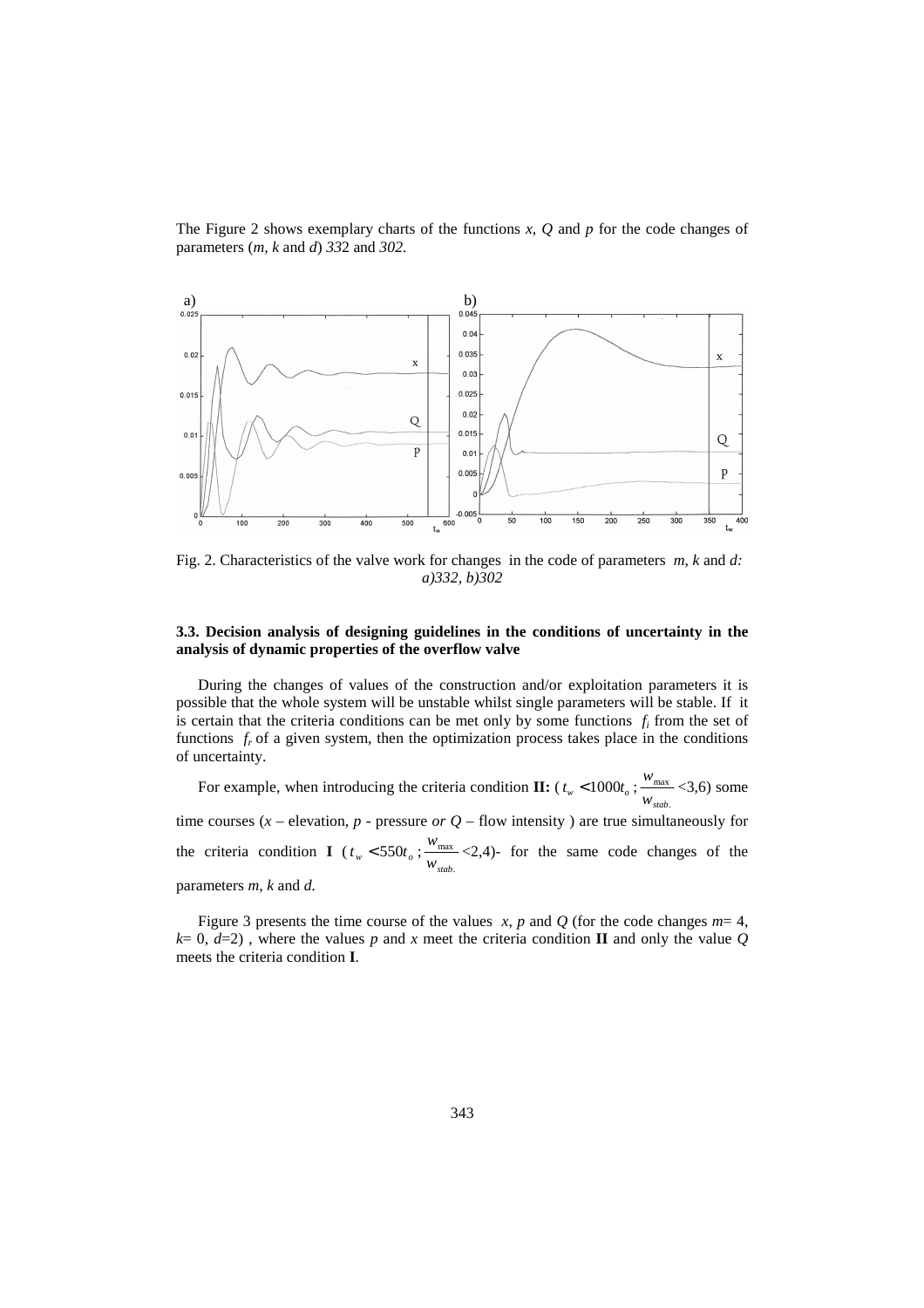The Figure 2 shows exemplary charts of the functions *x*, *Q* and *p* for the code changes of parameters (*m*, *k* and *d*) *33*2 and *302.*

Fig. 2. Characteristics of the valve work for changes in the code of parameters *m*, *k* and *d: a)332, b)302*

### 3.3. Decision analysis of designing guidelines in the conditions of uncertainty in the analysis of dynamic properties of the overflow valve

During the changes of values of the construction and/or exploitation parameters it is possible that the whole system will be unstable whilst single parameters will be stable. If it is certain that the criteria conditions can be met only by some functions $f_i$ from the set of functions $f_r$ of a given system, then the optimization process takes place in the conditions of uncertainty.

For example, when introducing the criteria condition **II:** ($t_w < 1000 t_o$ ; $\frac{w_{max}}{w_{stab.}}$ <3,6) some time courses (*x* – elevation, *p* - pressure *or Q* – flow intensity ) are true simultaneously for the criteria condition **I** ($t_w < 550 t_o$ ; $\frac{w_{max}}{w_{stab.}}$ <2,4)- for the same code changes of the parameters *m*, *k* and *d.*

Figure 3 presents the time course of the values *x*, *p* and *Q* (for the code changes *m*= 4, *k*= 0, *d*=2) , where the values *p* and *x* meet the criteria condition **II** and only the value *Q* meets the criteria condition **I**.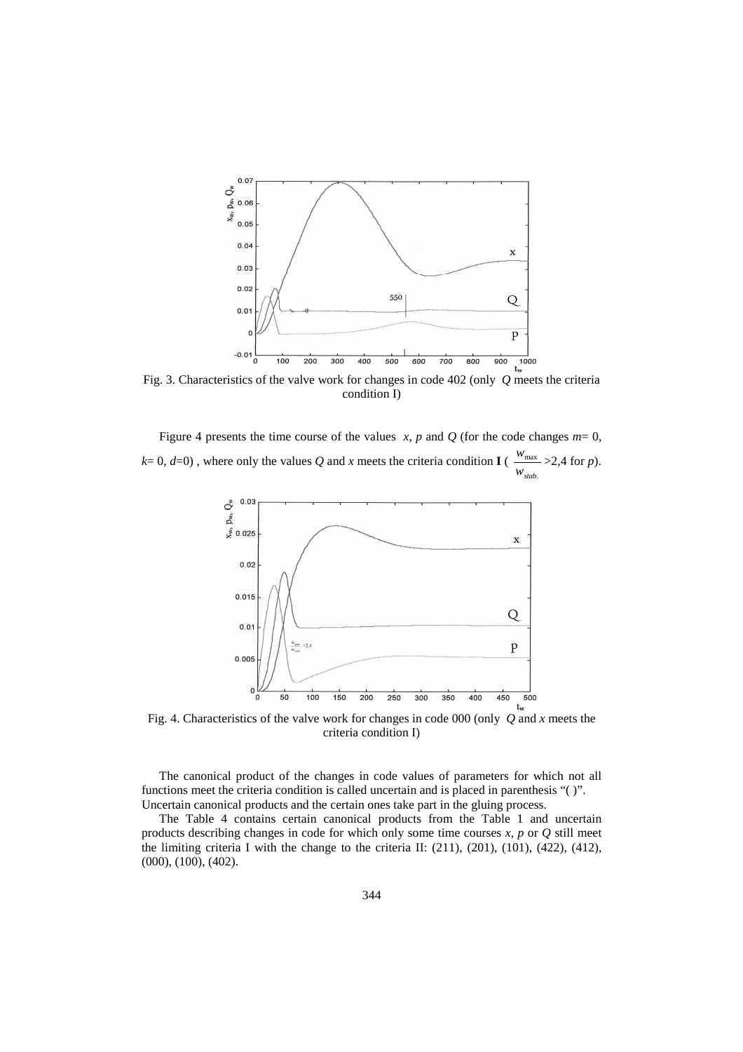Fig. 3. Characteristics of the valve work for changes in code 402 (only $Q$ meets the criteria condition I)

Figure 4 presents the time course of the values $x$, $p$ and $Q$ (for the code changes $m$= 0, $k$= 0, $d$=0) , where only the values $Q$ and $x$ meets the criteria condition **I** ( $\frac{w_{\max}}{w_{stab.}}$ >2,4 for $p$).

Fig. 4. Characteristics of the valve work for changes in code 000 (only $Q$ and $x$ meets the criteria condition I)

The canonical product of the changes in code values of parameters for which not all functions meet the criteria condition is called uncertain and is placed in parenthesis "( )". Uncertain canonical products and the certain ones take part in the gluing process.

The Table 4 contains certain canonical products from the Table 1 and uncertain products describing changes in code for which only some time courses $x$, $p$ or $Q$ still meet the limiting criteria I with the change to the criteria II: (211), (201), (101), (422), (412), (000), (100), (402).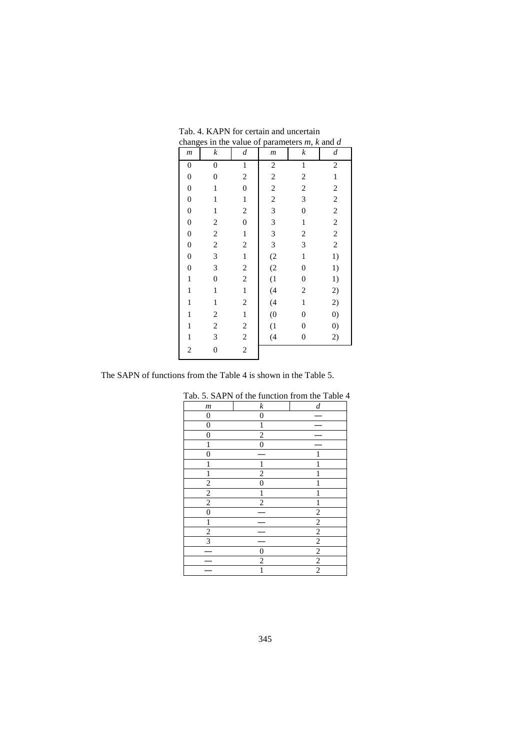Tab. 4. KAPN for certain and uncertain changes in the value of parameters *m*, *k* and *d*

| *m* | *k* | *d* | *m* | *k* | *d* |
|---|---|---|---|---|---|
| 0 | 0 | 1 | 2 | 1 | 2 |
| 0 | 0 | 2 | 2 | 2 | 1 |
| 0 | 1 | 0 | 2 | 2 | 2 |
| 0 | 1 | 1 | 2 | 3 | 2 |
| 0 | 1 | 2 | 3 | 0 | 2 |
| 0 | 2 | 0 | 3 | 1 | 2 |
| 0 | 2 | 1 | 3 | 2 | 2 |
| 0 | 2 | 2 | 3 | 3 | 2 |
| 0 | 3 | 1 | (2 | 1 | 1) |
| 0 | 3 | 2 | (2 | 0 | 1) |
| 1 | 0 | 2 | (1 | 0 | 1) |
| 1 | 1 | 1 | (4 | 2 | 2) |
| 1 | 1 | 2 | (4 | 1 | 2) |
| 1 | 2 | 1 | (0 | 0 | 0) |
| 1 | 2 | 2 | (1 | 0 | 0) |
| 1 | 3 | 2 | (4 | 0 | 2) |
| 2 | 0 | 2 | | | |

The SAPN of functions from the Table 4 is shown in the Table 5.

Tab. 5. SAPN of the function from the Table 4

| *m* | *k* | *d* |
|---|---|---|
| 0 | 0 | — |
| 0 | 1 | — |
| 0 | 2 | — |
| 1 | 0 | — |
| 0 | — | 1 |
| 1 | 1 | 1 |
| 1 | 2 | 1 |
| 2 | 0 | 1 |
| 2 | 1 | 1 |
| 2 | 2 | 1 |
| 0 | — | 2 |
| 1 | — | 2 |
| 2 | — | 2 |
| 3 | — | 2 |
| — | 0 | 2 |
| — | 2 | 2 |
| — | 1 | 2 |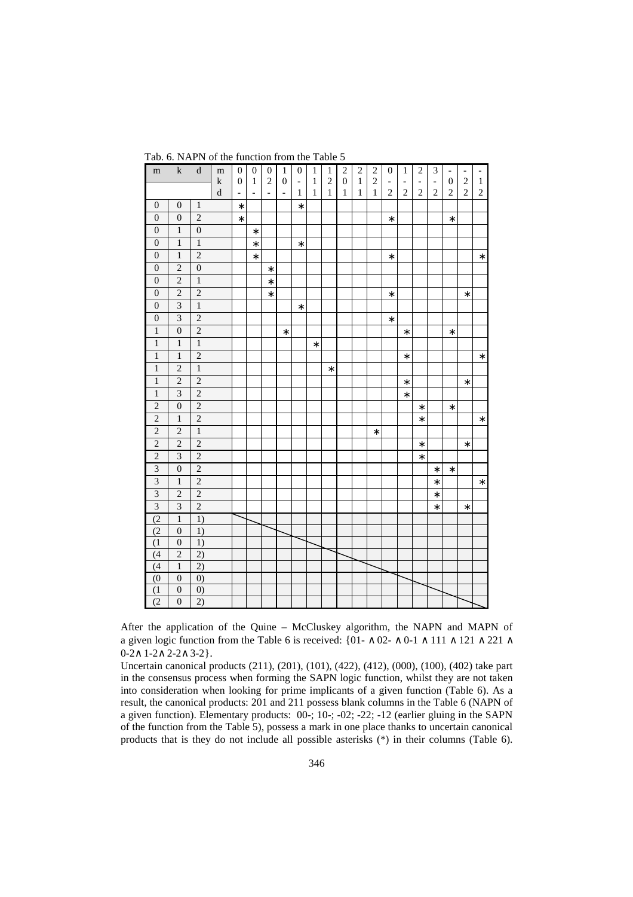Tab. 6. NAPN of the function from the Table 5

| m | k | d | m k d | 0 0 - | 0 1 - | 0 2 - | 1 0 - | 0 - 1 | 1 1 1 | 1 2 1 | 2 0 1 | 2 1 1 | 2 2 1 | 0 - 2 | 1 - 2 | 2 - 2 | 3 - 2 | - 0 2 | - 2 2 | - 1 2 |
|---|---|---|---|---|---|---|---|---|---|---|---|---|---|---|---|---|---|---|---|---|
| 0 | 0 | 1 | | * | | | | * | | | | | | | | | | | | |
| 0 | 0 | 2 | | * | | | | | | | | | | * | | | | * | | |
| 0 | 1 | 0 | | | * | | | | | | | | | | | | | | | |
| 0 | 1 | 1 | | | * | | | * | | | | | | | | | | | | |
| 0 | 1 | 2 | | | * | | | | | | | | | * | | | | | | * |
| 0 | 2 | 0 | | | | * | | | | | | | | | | | | | | |
| 0 | 2 | 1 | | | | * | | | | | | | | | | | | | | |
| 0 | 2 | 2 | | | | * | | | | | | | | * | | | | | * | |
| 0 | 3 | 1 | | | | | | * | | | | | | | | | | | | |
| 0 | 3 | 2 | | | | | | | | | | | | * | | | | | | |
| 1 | 0 | 2 | | | | | * | | | | | | | | * | | | * | | |
| 1 | 1 | 1 | | | | | | | * | | | | | | | | | | | |
| 1 | 1 | 2 | | | | | | | | | | | | | * | | | | | * |
| 1 | 2 | 1 | | | | | | | | * | | | | | | | | | | |
| 1 | 2 | 2 | | | | | | | | | | | | | * | | | | * | |
| 1 | 3 | 2 | | | | | | | | | | | | | * | | | | | |
| 2 | 0 | 2 | | | | | | | | | | | | | | * | | * | | |
| 2 | 1 | 2 | | | | | | | | | | | | | | * | | | | * |
| 2 | 2 | 1 | | | | | | | | | | | * | | | | | | | |
| 2 | 2 | 2 | | | | | | | | | | | | | | * | | | * | |
| 2 | 3 | 2 | | | | | | | | | | | | | | * | | | | |
| 3 | 0 | 2 | | | | | | | | | | | | | | | * | * | | |
| 3 | 1 | 2 | | | | | | | | | | | | | | | * | | | * |
| 3 | 2 | 2 | | | | | | | | | | | | | | | * | | | |
| 3 | 3 | 2 | | | | | | | | | | | | | | | * | | * | |
| (2 | 1 | 1) | | | | | | | | | | | | | | | | | | |
| (2 | 0 | 1) | | | | | | | | | | | | | | | | | | |
| (1 | 0 | 1) | | | | | | | | | | | | | | | | | | |
| (4 | 2 | 2) | | | | | | | | | | | | | | | | | | |
| (4 | 1 | 2) | | | | | | | | | | | | | | | | | | |
| (0 | 0 | 0) | | | | | | | | | | | | | | | | | | |
| (1 | 0 | 0) | | | | | | | | | | | | | | | | | | |
| (2 | 0 | 2) | | | | | | | | | | | | | | | | | | |

After the application of the Quine – McCluskey algorithm, the NAPN and MAPN of a given logic function from the Table 6 is received: {01- ∧ 02- ∧ 0-1 ∧ 111 ∧ 121 ∧ 221 ∧ 0-2 ∧ 1-2 ∧ 2-2 ∧ 3-2}.

Uncertain canonical products (211), (201), (101), (422), (412), (000), (100), (402) take part in the consensus process when forming the SAPN logic function, whilst they are not taken into consideration when looking for prime implicants of a given function (Table 6). As a result, the canonical products: 201 and 211 possess blank columns in the Table 6 (NAPN of a given function). Elementary products: 00-; 10-; -02; -22; -12 (earlier gluing in the SAPN of the function from the Table 5), possess a mark in one place thanks to uncertain canonical products that is they do not include all possible asterisks (*) in their columns (Table 6).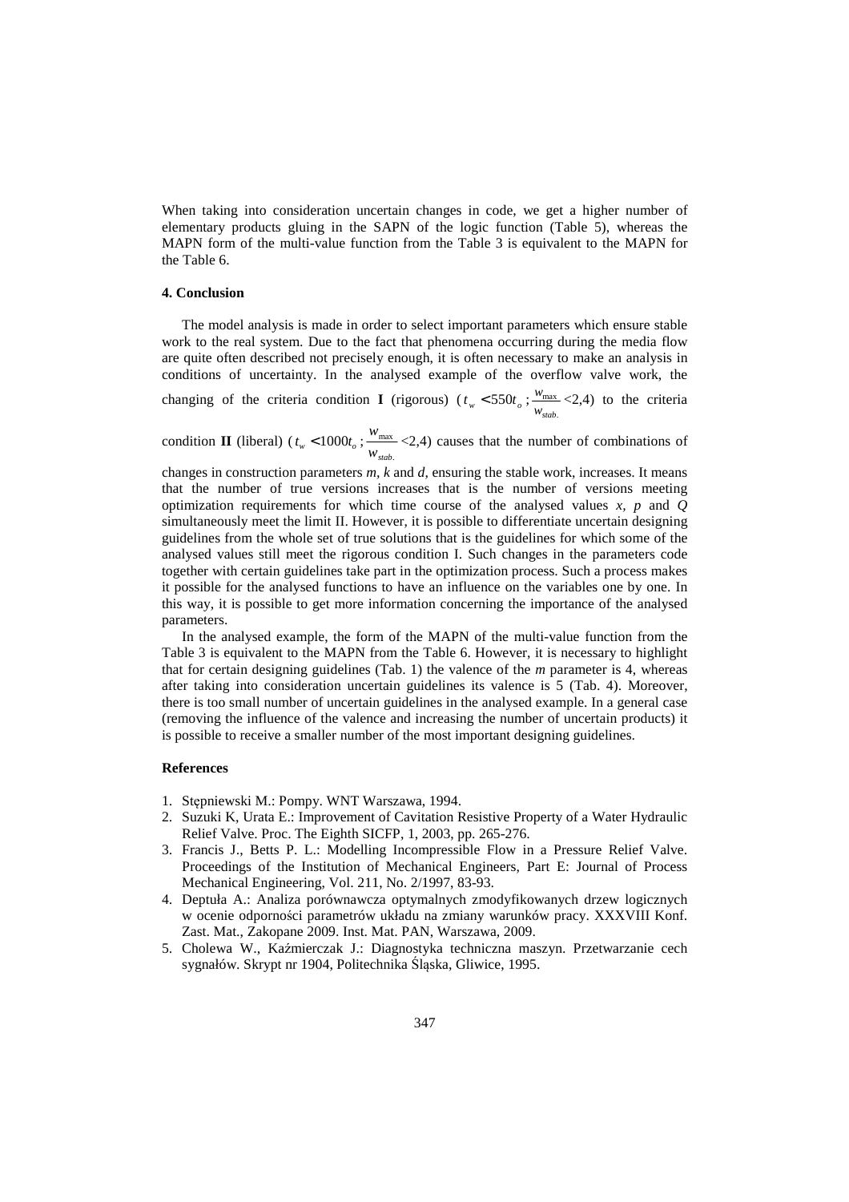When taking into consideration uncertain changes in code, we get a higher number of elementary products gluing in the SAPN of the logic function (Table 5), whereas the MAPN form of the multi-value function from the Table 3 is equivalent to the MAPN for the Table 6.

#### 4. Conclusion

The model analysis is made in order to select important parameters which ensure stable work to the real system. Due to the fact that phenomena occurring during the media flow are quite often described not precisely enough, it is often necessary to make an analysis in conditions of uncertainty. In the analysed example of the overflow valve work, the changing of the criteria condition **I** (rigorous) ($t_w < 550t_o$ ; $\frac{w_{\max}}{w_{stab.}}$ <2,4) to the criteria condition **II** (liberal) ($t_w < 1000t_o$ ; $\frac{w_{\max}}{w_{stab.}}$ <2,4) causes that the number of combinations of changes in construction parameters *m*, *k* and *d*, ensuring the stable work, increases. It means that the number of true versions increases that is the number of versions meeting optimization requirements for which time course of the analysed values *x*, *p* and *Q* simultaneously meet the limit II. However, it is possible to differentiate uncertain designing guidelines from the whole set of true solutions that is the guidelines for which some of the analysed values still meet the rigorous condition I. Such changes in the parameters code together with certain guidelines take part in the optimization process. Such a process makes it possible for the analysed functions to have an influence on the variables one by one. In this way, it is possible to get more information concerning the importance of the analysed parameters.

In the analysed example, the form of the MAPN of the multi-value function from the Table 3 is equivalent to the MAPN from the Table 6. However, it is necessary to highlight that for certain designing guidelines (Tab. 1) the valence of the *m* parameter is 4, whereas after taking into consideration uncertain guidelines its valence is 5 (Tab. 4). Moreover, there is too small number of uncertain guidelines in the analysed example. In a general case (removing the influence of the valence and increasing the number of uncertain products) it is possible to receive a smaller number of the most important designing guidelines.

#### References

1. Stępniewski M.: Pompy. WNT Warszawa, 1994.
2. Suzuki K, Urata E.: Improvement of Cavitation Resistive Property of a Water Hydraulic Relief Valve. Proc. The Eighth SICFP, 1, 2003, pp. 265-276.
3. Francis J., Betts P. L.: Modelling Incompressible Flow in a Pressure Relief Valve. Proceedings of the Institution of Mechanical Engineers, Part E: Journal of Process Mechanical Engineering, Vol. 211, No. 2/1997, 83-93.
4. Deptuła A.: Analiza porównawcza optymalnych zmodyfikowanych drzew logicznych w ocenie odporności parametrów układu na zmiany warunków pracy. XXXVIII Konf. Zast. Mat., Zakopane 2009. Inst. Mat. PAN, Warszawa, 2009.
5. Cholewa W., Kaźmierczak J.: Diagnostyka techniczna maszyn. Przetwarzanie cech sygnałów. Skrypt nr 1904, Politechnika Śląska, Gliwice, 1995.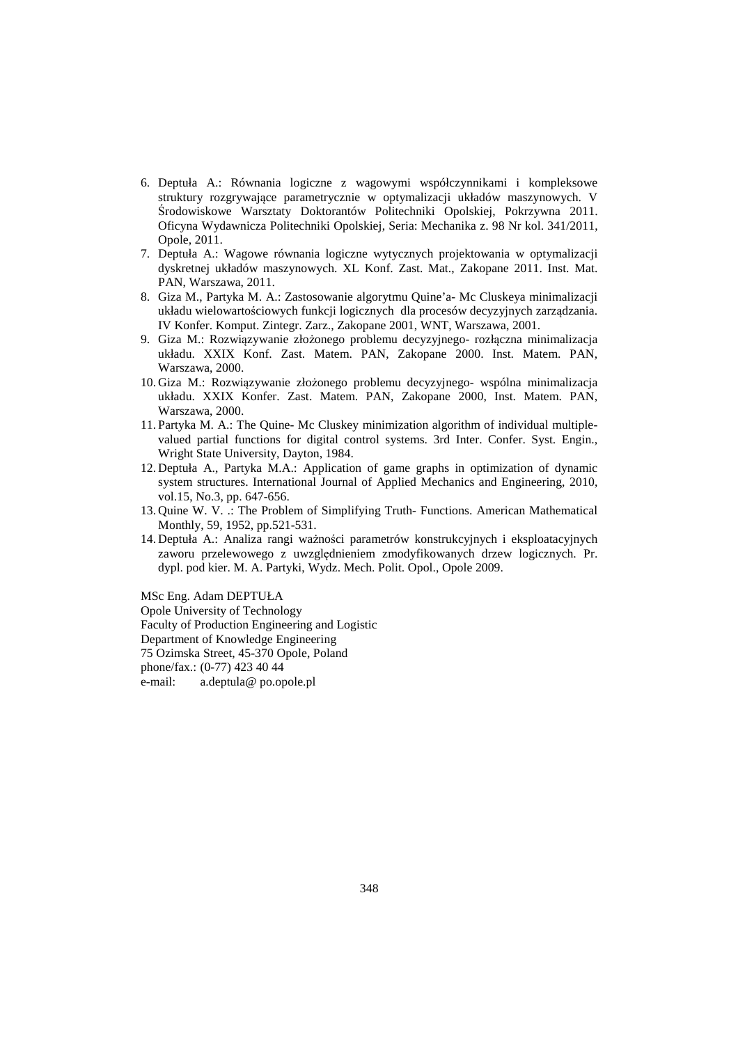6. Deptuła A.: Równania logiczne z wagowymi współczynnikami i kompleksowe struktury rozgrywające parametrycznie w optymalizacji układów maszynowych. V Środowiskowe Warsztaty Doktorantów Politechniki Opolskiej, Pokrzywna 2011. Oficyna Wydawnicza Politechniki Opolskiej, Seria: Mechanika z. 98 Nr kol. 341/2011, Opole, 2011.
7. Deptuła A.: Wagowe równania logiczne wytycznych projektowania w optymalizacji dyskretnej układów maszynowych. XL Konf. Zast. Mat., Zakopane 2011. Inst. Mat. PAN, Warszawa, 2011.
8. Giza M., Partyka M. A.: Zastosowanie algorytmu Quine'a- Mc Cluskeya minimalizacji układu wielowartościowych funkcji logicznych dla procesów decyzyjnych zarządzania. IV Konfer. Komput. Zintegr. Zarz., Zakopane 2001, WNT, Warszawa, 2001.
9. Giza M.: Rozwiązywanie złożonego problemu decyzyjnego- rozłączna minimalizacja układu. XXIX Konf. Zast. Matem. PAN, Zakopane 2000. Inst. Matem. PAN, Warszawa, 2000.
10. Giza M.: Rozwiązywanie złożonego problemu decyzyjnego- wspólna minimalizacja układu. XXIX Konfer. Zast. Matem. PAN, Zakopane 2000, Inst. Matem. PAN, Warszawa, 2000.
11. Partyka M. A.: The Quine- Mc Cluskey minimization algorithm of individual multiple-valued partial functions for digital control systems. 3rd Inter. Confer. Syst. Engin., Wright State University, Dayton, 1984.
12. Deptuła A., Partyka M.A.: Application of game graphs in optimization of dynamic system structures. International Journal of Applied Mechanics and Engineering, 2010, vol.15, No.3, pp. 647-656.
13. Quine W. V. .: The Problem of Simplifying Truth- Functions. American Mathematical Monthly, 59, 1952, pp.521-531.
14. Deptuła A.: Analiza rangi ważności parametrów konstrukcyjnych i eksploatacyjnych zaworu przelewowego z uwzględnieniem zmodyfikowanych drzew logicznych. Pr. dypl. pod kier. M. A. Partyki, Wydz. Mech. Polit. Opol., Opole 2009.

MSc Eng. Adam DEPTUŁA
Opole University of Technology
Faculty of Production Engineering and Logistic
Department of Knowledge Engineering
75 Ozimska Street, 45-370 Opole, Poland
phone/fax.: (0-77) 423 40 44
e-mail: a.deptula@ po.opole.pl